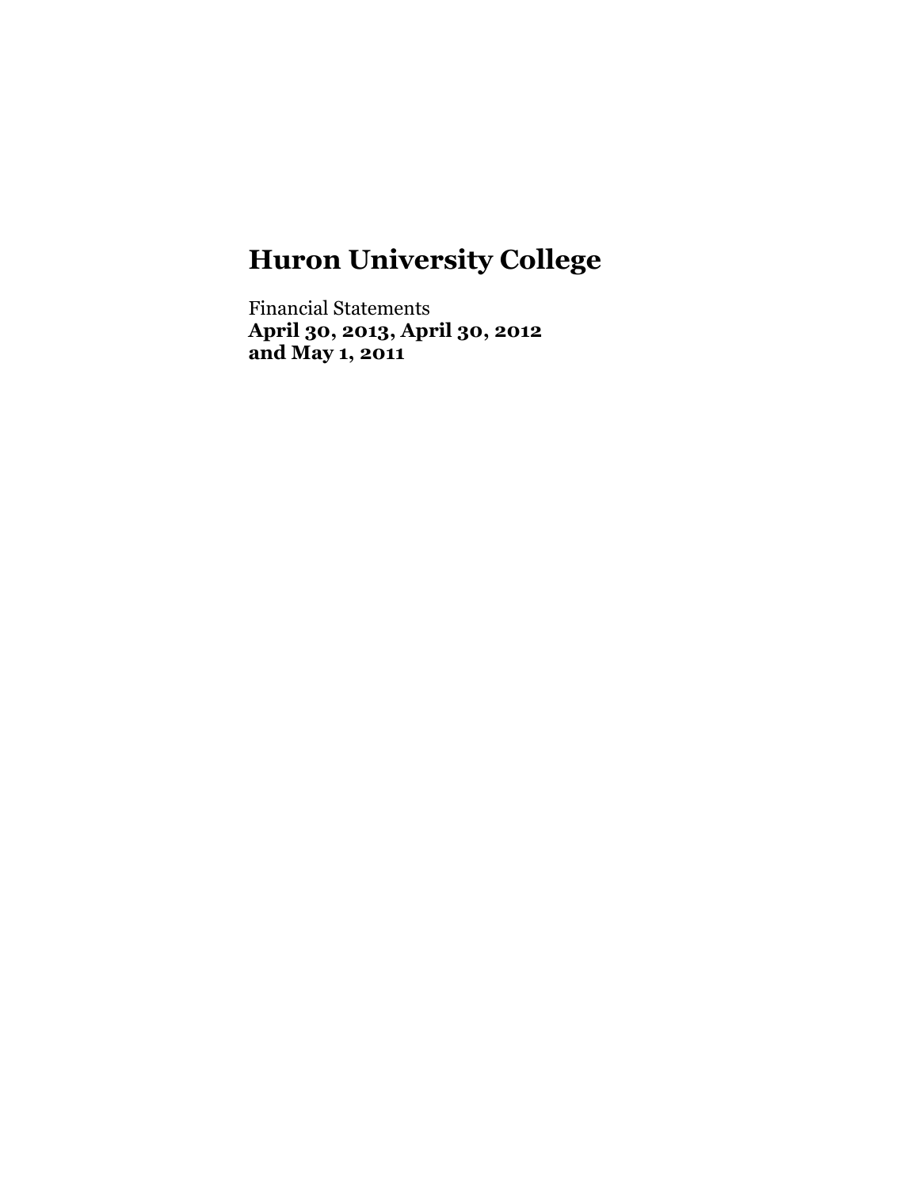# Huron University College

Financial Statements
**April 30, 2013, April 30, 2012**
**and May 1, 2011**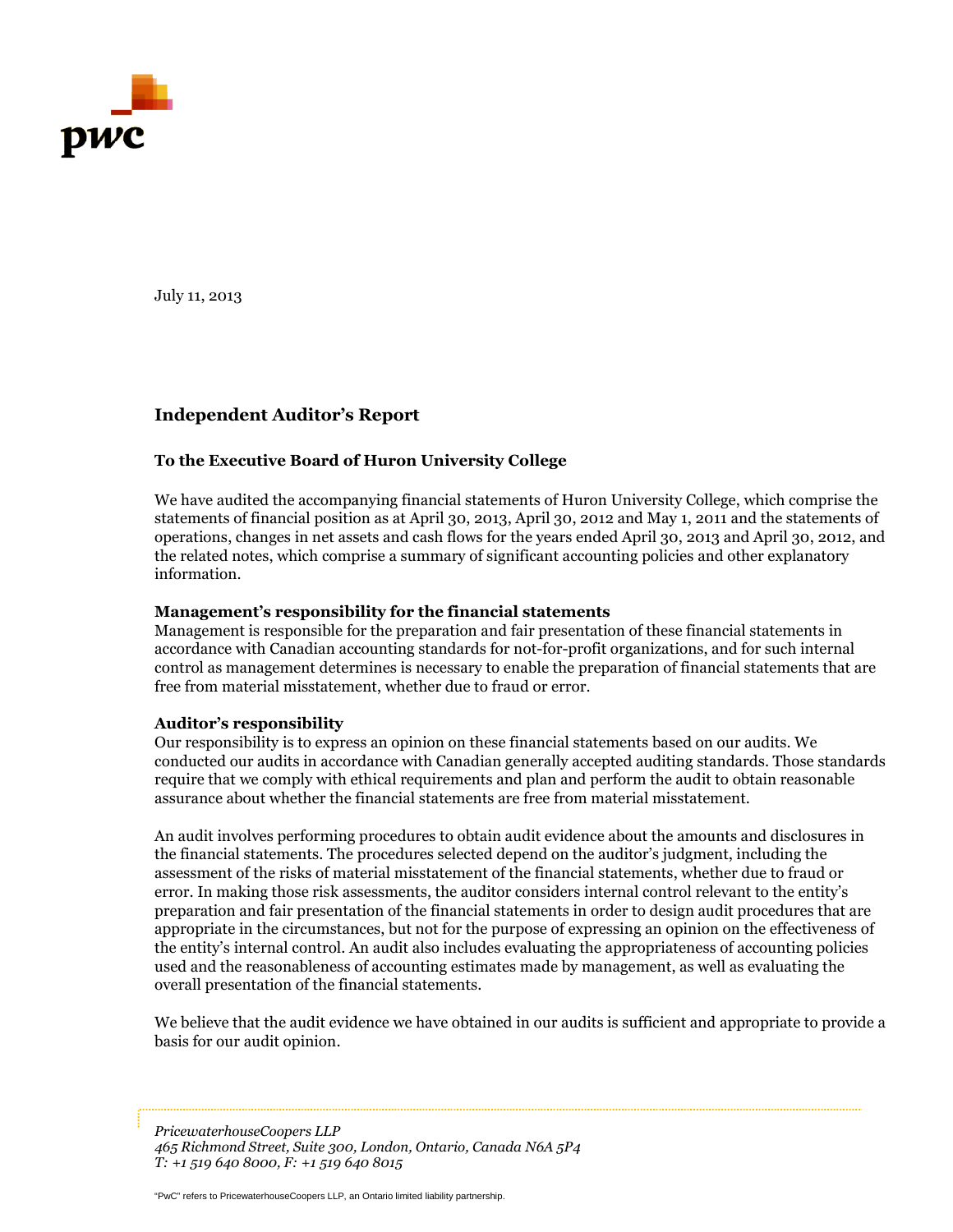July 11, 2013

## Independent Auditor's Report

### To the Executive Board of Huron University College

We have audited the accompanying financial statements of Huron University College, which comprise the statements of financial position as at April 30, 2013, April 30, 2012 and May 1, 2011 and the statements of operations, changes in net assets and cash flows for the years ended April 30, 2013 and April 30, 2012, and the related notes, which comprise a summary of significant accounting policies and other explanatory information.

**Management's responsibility for the financial statements**

Management is responsible for the preparation and fair presentation of these financial statements in accordance with Canadian accounting standards for not-for-profit organizations, and for such internal control as management determines is necessary to enable the preparation of financial statements that are free from material misstatement, whether due to fraud or error.

**Auditor's responsibility**

Our responsibility is to express an opinion on these financial statements based on our audits. We conducted our audits in accordance with Canadian generally accepted auditing standards. Those standards require that we comply with ethical requirements and plan and perform the audit to obtain reasonable assurance about whether the financial statements are free from material misstatement.

An audit involves performing procedures to obtain audit evidence about the amounts and disclosures in the financial statements. The procedures selected depend on the auditor's judgment, including the assessment of the risks of material misstatement of the financial statements, whether due to fraud or error. In making those risk assessments, the auditor considers internal control relevant to the entity's preparation and fair presentation of the financial statements in order to design audit procedures that are appropriate in the circumstances, but not for the purpose of expressing an opinion on the effectiveness of the entity's internal control. An audit also includes evaluating the appropriateness of accounting policies used and the reasonableness of accounting estimates made by management, as well as evaluating the overall presentation of the financial statements.

We believe that the audit evidence we have obtained in our audits is sufficient and appropriate to provide a basis for our audit opinion.

*PricewaterhouseCoopers LLP*
*465 Richmond Street, Suite 300, London, Ontario, Canada N6A 5P4*
*T: +1 519 640 8000, F: +1 519 640 8015*

"PwC" refers to PricewaterhouseCoopers LLP, an Ontario limited liability partnership.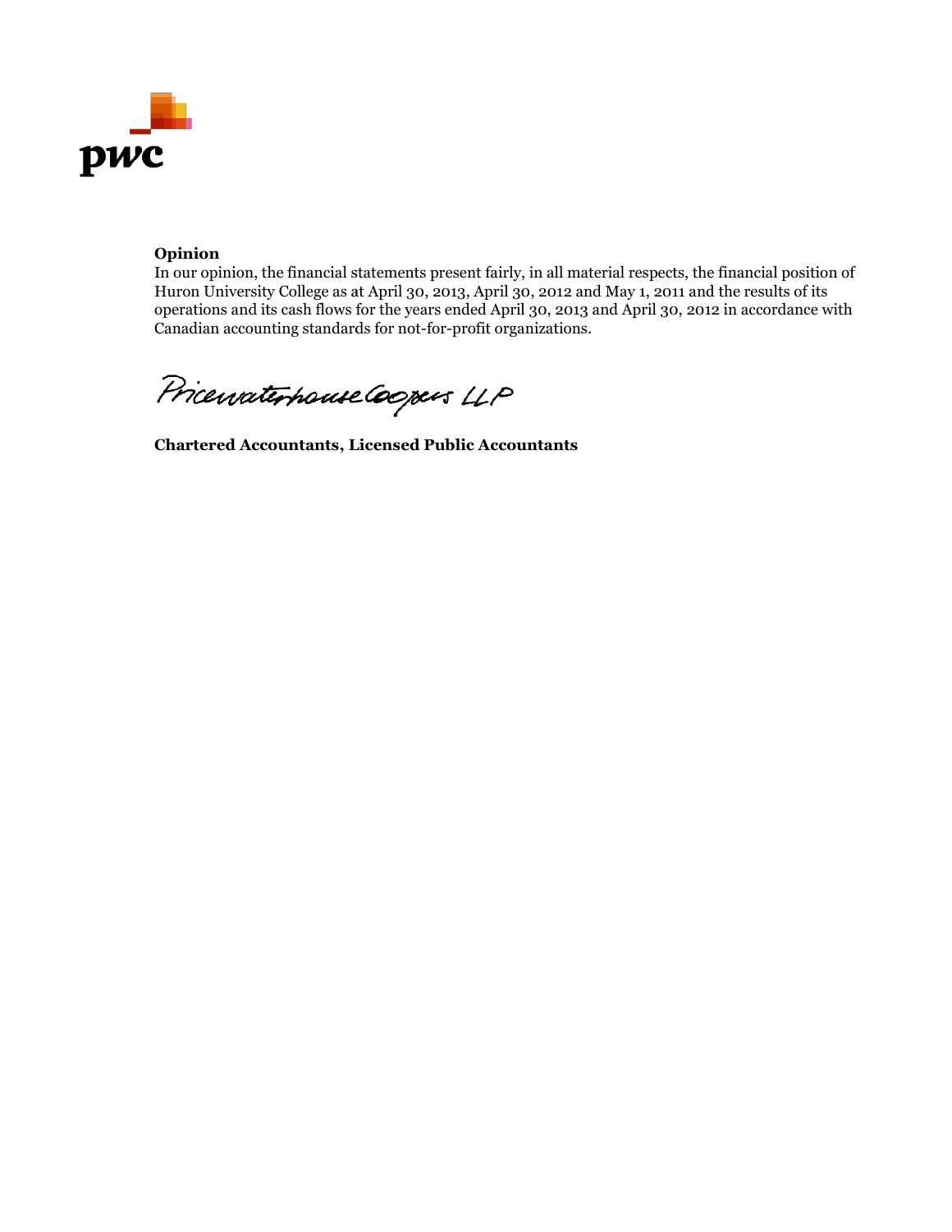**Opinion**

In our opinion, the financial statements present fairly, in all material respects, the financial position of Huron University College as at April 30, 2013, April 30, 2012 and May 1, 2011 and the results of its operations and its cash flows for the years ended April 30, 2013 and April 30, 2012 in accordance with Canadian accounting standards for not-for-profit organizations.

PricewaterhouseCoopers LLP

**Chartered Accountants, Licensed Public Accountants**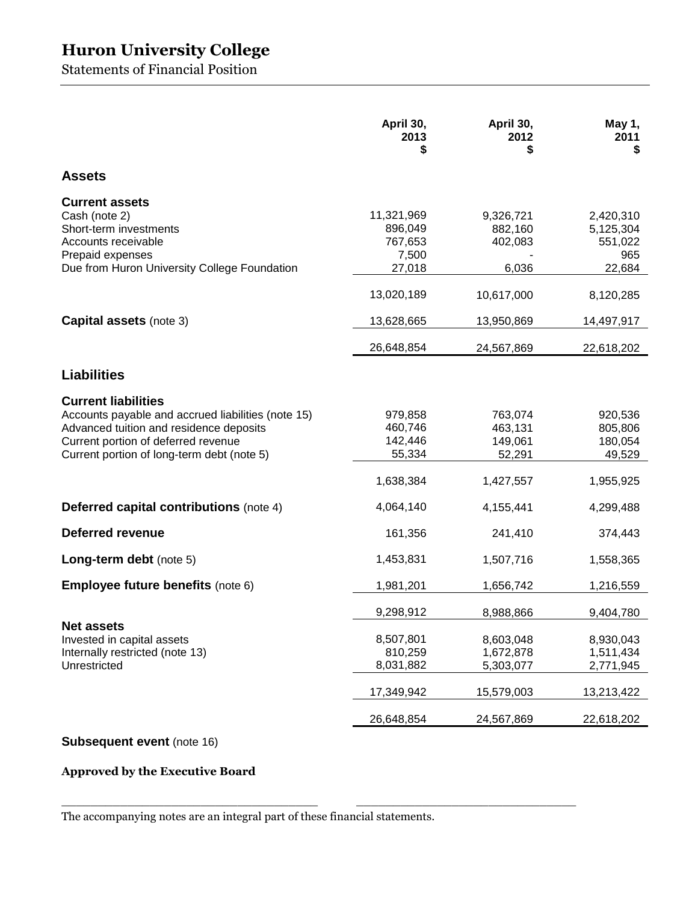# Huron University College

Statements of Financial Position

| | April 30, 2013 $ | April 30, 2012 $ | May 1, 2011 $ |
|---|---|---|---|
| **Assets** | | | |
| **Current assets** | | | |
| Cash (note 2) | 11,321,969 | 9,326,721 | 2,420,310 |
| Short-term investments | 896,049 | 882,160 | 5,125,304 |
| Accounts receivable | 767,653 | 402,083 | 551,022 |
| Prepaid expenses | 7,500 | - | 965 |
| Due from Huron University College Foundation | 27,018 | 6,036 | 22,684 |
| | 13,020,189 | 10,617,000 | 8,120,285 |
| **Capital assets** (note 3) | 13,628,665 | 13,950,869 | 14,497,917 |
| | 26,648,854 | 24,567,869 | 22,618,202 |
| **Liabilities** | | | |
| **Current liabilities** | | | |
| Accounts payable and accrued liabilities (note 15) | 979,858 | 763,074 | 920,536 |
| Advanced tuition and residence deposits | 460,746 | 463,131 | 805,806 |
| Current portion of deferred revenue | 142,446 | 149,061 | 180,054 |
| Current portion of long-term debt (note 5) | 55,334 | 52,291 | 49,529 |
| | 1,638,384 | 1,427,557 | 1,955,925 |
| **Deferred capital contributions** (note 4) | 4,064,140 | 4,155,441 | 4,299,488 |
| **Deferred revenue** | 161,356 | 241,410 | 374,443 |
| **Long-term debt** (note 5) | 1,453,831 | 1,507,716 | 1,558,365 |
| **Employee future benefits** (note 6) | 1,981,201 | 1,656,742 | 1,216,559 |
| | 9,298,912 | 8,988,866 | 9,404,780 |
| **Net assets** | | | |
| Invested in capital assets | 8,507,801 | 8,603,048 | 8,930,043 |
| Internally restricted (note 13) | 810,259 | 1,672,878 | 1,511,434 |
| Unrestricted | 8,031,882 | 5,303,077 | 2,771,945 |
| | 17,349,942 | 15,579,003 | 13,213,422 |
| | 26,648,854 | 24,567,869 | 22,618,202 |

**Subsequent event** (note 16)

**Approved by the Executive Board**

\_\_\_\_\_\_\_\_\_\_\_\_\_\_\_\_\_\_\_\_\_\_\_\_\_\_\_\_\_\_\_\_\_\_\_\_ \_\_\_\_\_\_\_\_\_\_\_\_\_\_\_\_\_\_\_\_\_\_\_\_\_\_\_\_\_\_\_\_

The accompanying notes are an integral part of these financial statements.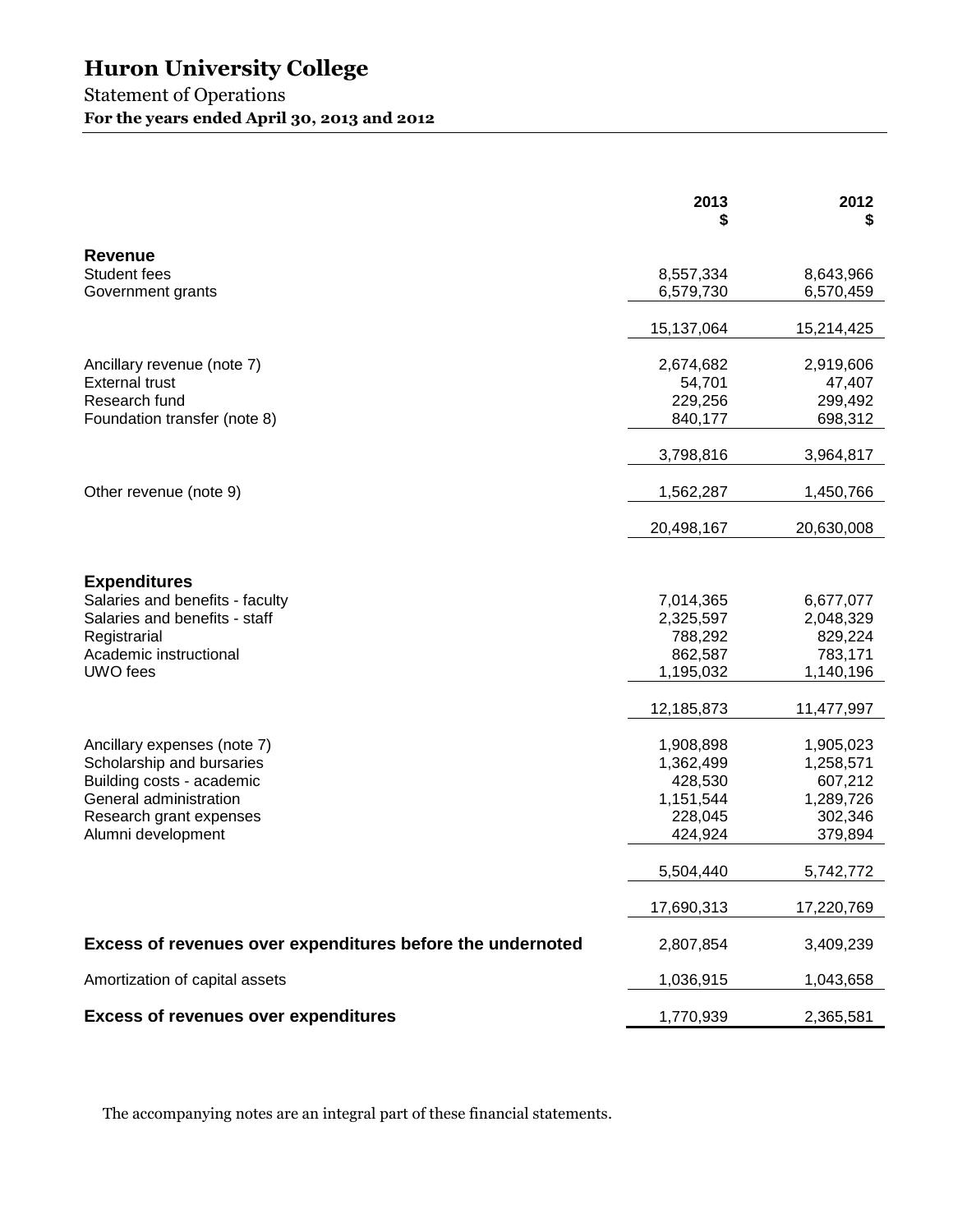# Huron University College

Statement of Operations

**For the years ended April 30, 2013 and 2012**

| | 2013 $ | 2012 $ |
|---|---:|---:|
| **Revenue** | | |
| Student fees | 8,557,334 | 8,643,966 |
| Government grants | 6,579,730 | 6,570,459 |
| | 15,137,064 | 15,214,425 |
| Ancillary revenue (note 7) | 2,674,682 | 2,919,606 |
| External trust | 54,701 | 47,407 |
| Research fund | 229,256 | 299,492 |
| Foundation transfer (note 8) | 840,177 | 698,312 |
| | 3,798,816 | 3,964,817 |
| Other revenue (note 9) | 1,562,287 | 1,450,766 |
| | 20,498,167 | 20,630,008 |
| **Expenditures** | | |
| Salaries and benefits - faculty | 7,014,365 | 6,677,077 |
| Salaries and benefits - staff | 2,325,597 | 2,048,329 |
| Registrarial | 788,292 | 829,224 |
| Academic instructional | 862,587 | 783,171 |
| UWO fees | 1,195,032 | 1,140,196 |
| | 12,185,873 | 11,477,997 |
| Ancillary expenses (note 7) | 1,908,898 | 1,905,023 |
| Scholarship and bursaries | 1,362,499 | 1,258,571 |
| Building costs - academic | 428,530 | 607,212 |
| General administration | 1,151,544 | 1,289,726 |
| Research grant expenses | 228,045 | 302,346 |
| Alumni development | 424,924 | 379,894 |
| | 5,504,440 | 5,742,772 |
| | 17,690,313 | 17,220,769 |
| **Excess of revenues over expenditures before the undernoted** | 2,807,854 | 3,409,239 |
| Amortization of capital assets | 1,036,915 | 1,043,658 |
| **Excess of revenues over expenditures** | 1,770,939 | 2,365,581 |

The accompanying notes are an integral part of these financial statements.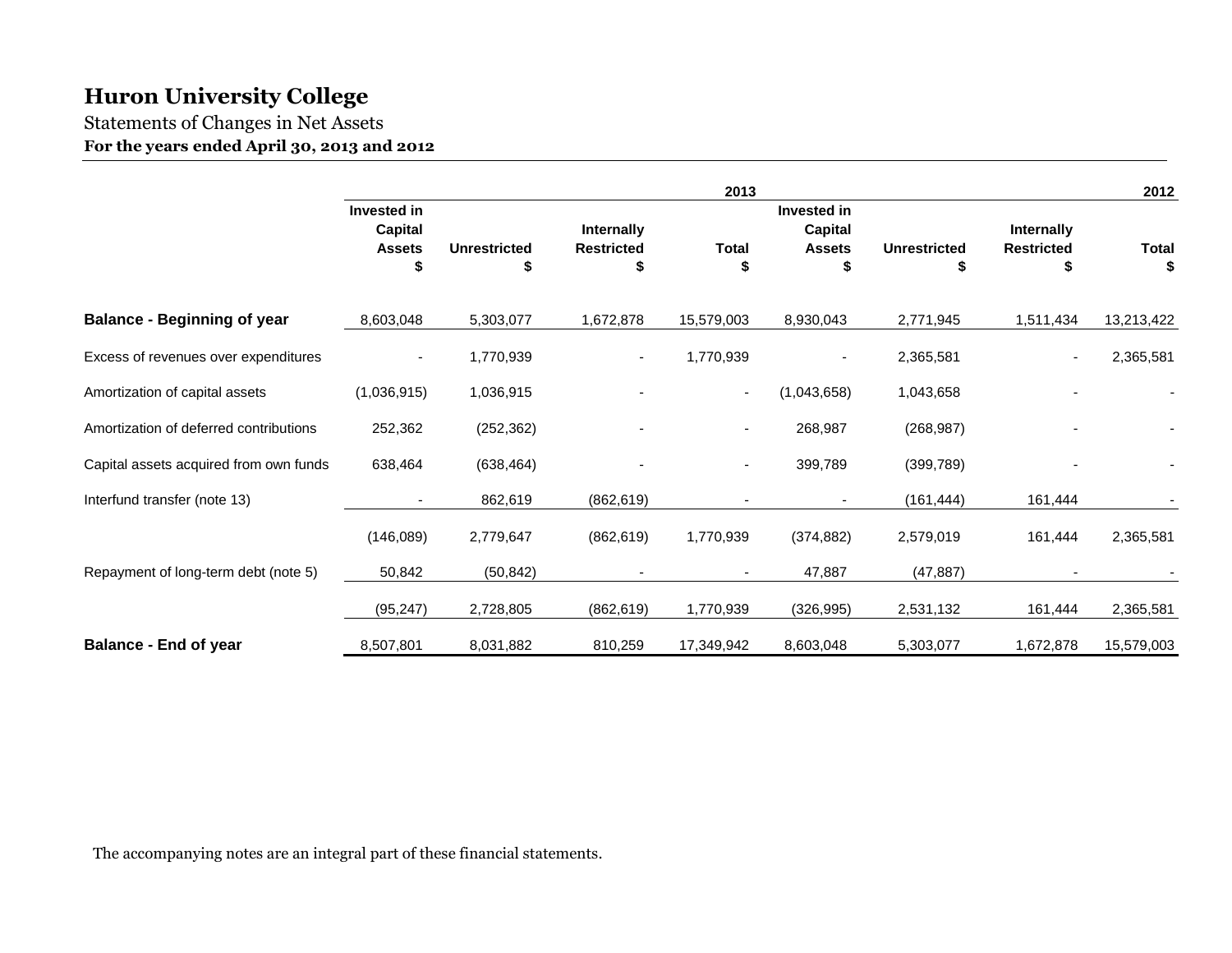# Huron University College

Statements of Changes in Net Assets

**For the years ended April 30, 2013 and 2012**

| | 2013 | | | | 2012 | | | |
|---|---|---|---|---|---|---|---|---|
| | Invested in Capital Assets $ | Unrestricted $ | Internally Restricted $ | Total $ | Invested in Capital Assets $ | Unrestricted $ | Internally Restricted $ | Total $ |
| **Balance - Beginning of year** | 8,603,048 | 5,303,077 | 1,672,878 | 15,579,003 | 8,930,043 | 2,771,945 | 1,511,434 | 13,213,422 |
| Excess of revenues over expenditures | - | 1,770,939 | - | 1,770,939 | - | 2,365,581 | - | 2,365,581 |
| Amortization of capital assets | (1,036,915) | 1,036,915 | - | - | (1,043,658) | 1,043,658 | - | - |
| Amortization of deferred contributions | 252,362 | (252,362) | - | - | 268,987 | (268,987) | - | - |
| Capital assets acquired from own funds | 638,464 | (638,464) | - | - | 399,789 | (399,789) | - | - |
| Interfund transfer (note 13) | - | 862,619 | (862,619) | - | - | (161,444) | 161,444 | - |
| | (146,089) | 2,779,647 | (862,619) | 1,770,939 | (374,882) | 2,579,019 | 161,444 | 2,365,581 |
| Repayment of long-term debt (note 5) | 50,842 | (50,842) | - | - | 47,887 | (47,887) | - | - |
| | (95,247) | 2,728,805 | (862,619) | 1,770,939 | (326,995) | 2,531,132 | 161,444 | 2,365,581 |
| **Balance - End of year** | 8,507,801 | 8,031,882 | 810,259 | 17,349,942 | 8,603,048 | 5,303,077 | 1,672,878 | 15,579,003 |

The accompanying notes are an integral part of these financial statements.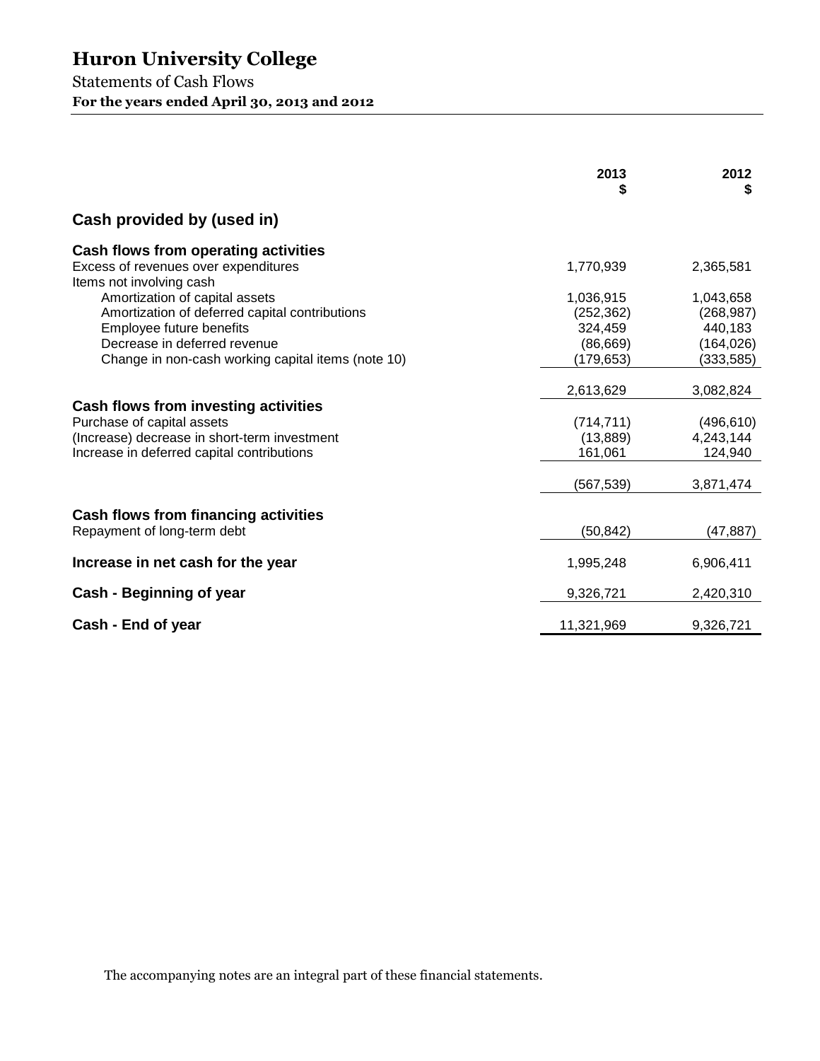# Huron University College

Statements of Cash Flows

**For the years ended April 30, 2013 and 2012**

| | 2013 $ | 2012 $ |
|---|---|---|
| **Cash provided by (used in)** | | |
| **Cash flows from operating activities** | | |
| Excess of revenues over expenditures | 1,770,939 | 2,365,581 |
| Items not involving cash | | |
| Amortization of capital assets | 1,036,915 | 1,043,658 |
| Amortization of deferred capital contributions | (252,362) | (268,987) |
| Employee future benefits | 324,459 | 440,183 |
| Decrease in deferred revenue | (86,669) | (164,026) |
| Change in non-cash working capital items (note 10) | (179,653) | (333,585) |
| | 2,613,629 | 3,082,824 |
| **Cash flows from investing activities** | | |
| Purchase of capital assets | (714,711) | (496,610) |
| (Increase) decrease in short-term investment | (13,889) | 4,243,144 |
| Increase in deferred capital contributions | 161,061 | 124,940 |
| | (567,539) | 3,871,474 |
| **Cash flows from financing activities** | | |
| Repayment of long-term debt | (50,842) | (47,887) |
| **Increase in net cash for the year** | 1,995,248 | 6,906,411 |
| **Cash - Beginning of year** | 9,326,721 | 2,420,310 |
| **Cash - End of year** | 11,321,969 | 9,326,721 |

The accompanying notes are an integral part of these financial statements.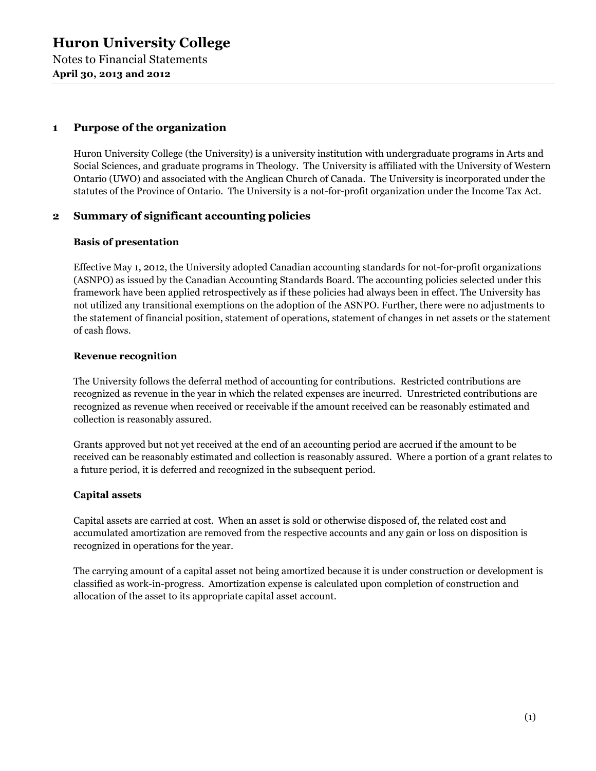# Huron University College

Notes to Financial Statements
**April 30, 2013 and 2012**

## 1 Purpose of the organization

Huron University College (the University) is a university institution with undergraduate programs in Arts and Social Sciences, and graduate programs in Theology. The University is affiliated with the University of Western Ontario (UWO) and associated with the Anglican Church of Canada. The University is incorporated under the statutes of the Province of Ontario. The University is a not-for-profit organization under the Income Tax Act.

## 2 Summary of significant accounting policies

### Basis of presentation

Effective May 1, 2012, the University adopted Canadian accounting standards for not-for-profit organizations (ASNPO) as issued by the Canadian Accounting Standards Board. The accounting policies selected under this framework have been applied retrospectively as if these policies had always been in effect. The University has not utilized any transitional exemptions on the adoption of the ASNPO. Further, there were no adjustments to the statement of financial position, statement of operations, statement of changes in net assets or the statement of cash flows.

### Revenue recognition

The University follows the deferral method of accounting for contributions. Restricted contributions are recognized as revenue in the year in which the related expenses are incurred. Unrestricted contributions are recognized as revenue when received or receivable if the amount received can be reasonably estimated and collection is reasonably assured.

Grants approved but not yet received at the end of an accounting period are accrued if the amount to be received can be reasonably estimated and collection is reasonably assured. Where a portion of a grant relates to a future period, it is deferred and recognized in the subsequent period.

### Capital assets

Capital assets are carried at cost. When an asset is sold or otherwise disposed of, the related cost and accumulated amortization are removed from the respective accounts and any gain or loss on disposition is recognized in operations for the year.

The carrying amount of a capital asset not being amortized because it is under construction or development is classified as work-in-progress. Amortization expense is calculated upon completion of construction and allocation of the asset to its appropriate capital asset account.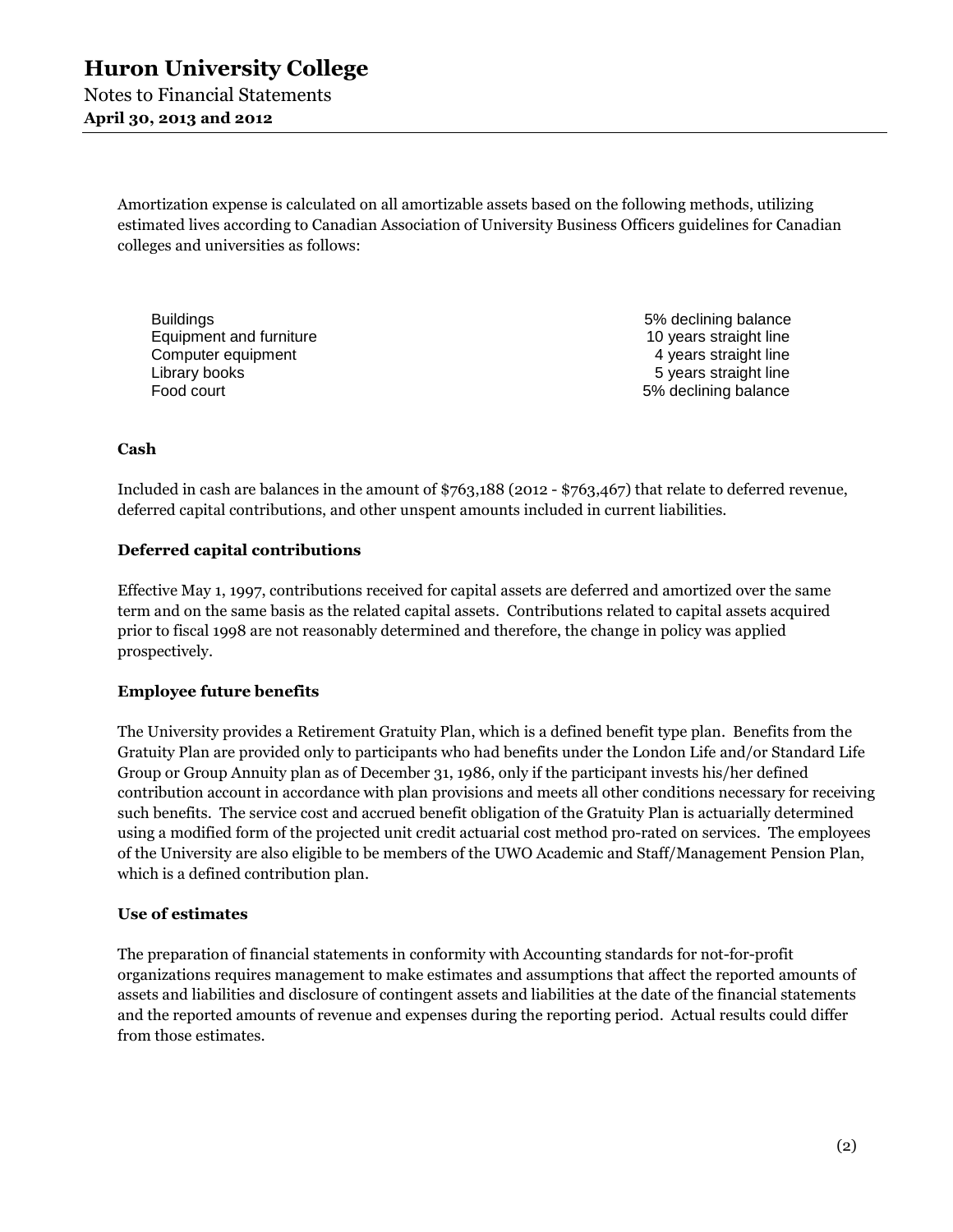Amortization expense is calculated on all amortizable assets based on the following methods, utilizing estimated lives according to Canadian Association of University Business Officers guidelines for Canadian colleges and universities as follows:

| | |
|---|---|
| Buildings | 5% declining balance |
| Equipment and furniture | 10 years straight line |
| Computer equipment | 4 years straight line |
| Library books | 5 years straight line |
| Food court | 5% declining balance |

**Cash**

Included in cash are balances in the amount of $763,188 (2012 - $763,467) that relate to deferred revenue, deferred capital contributions, and other unspent amounts included in current liabilities.

**Deferred capital contributions**

Effective May 1, 1997, contributions received for capital assets are deferred and amortized over the same term and on the same basis as the related capital assets. Contributions related to capital assets acquired prior to fiscal 1998 are not reasonably determined and therefore, the change in policy was applied prospectively.

**Employee future benefits**

The University provides a Retirement Gratuity Plan, which is a defined benefit type plan. Benefits from the Gratuity Plan are provided only to participants who had benefits under the London Life and/or Standard Life Group or Group Annuity plan as of December 31, 1986, only if the participant invests his/her defined contribution account in accordance with plan provisions and meets all other conditions necessary for receiving such benefits. The service cost and accrued benefit obligation of the Gratuity Plan is actuarially determined using a modified form of the projected unit credit actuarial cost method pro-rated on services. The employees of the University are also eligible to be members of the UWO Academic and Staff/Management Pension Plan, which is a defined contribution plan.

**Use of estimates**

The preparation of financial statements in conformity with Accounting standards for not-for-profit organizations requires management to make estimates and assumptions that affect the reported amounts of assets and liabilities and disclosure of contingent assets and liabilities at the date of the financial statements and the reported amounts of revenue and expenses during the reporting period. Actual results could differ from those estimates.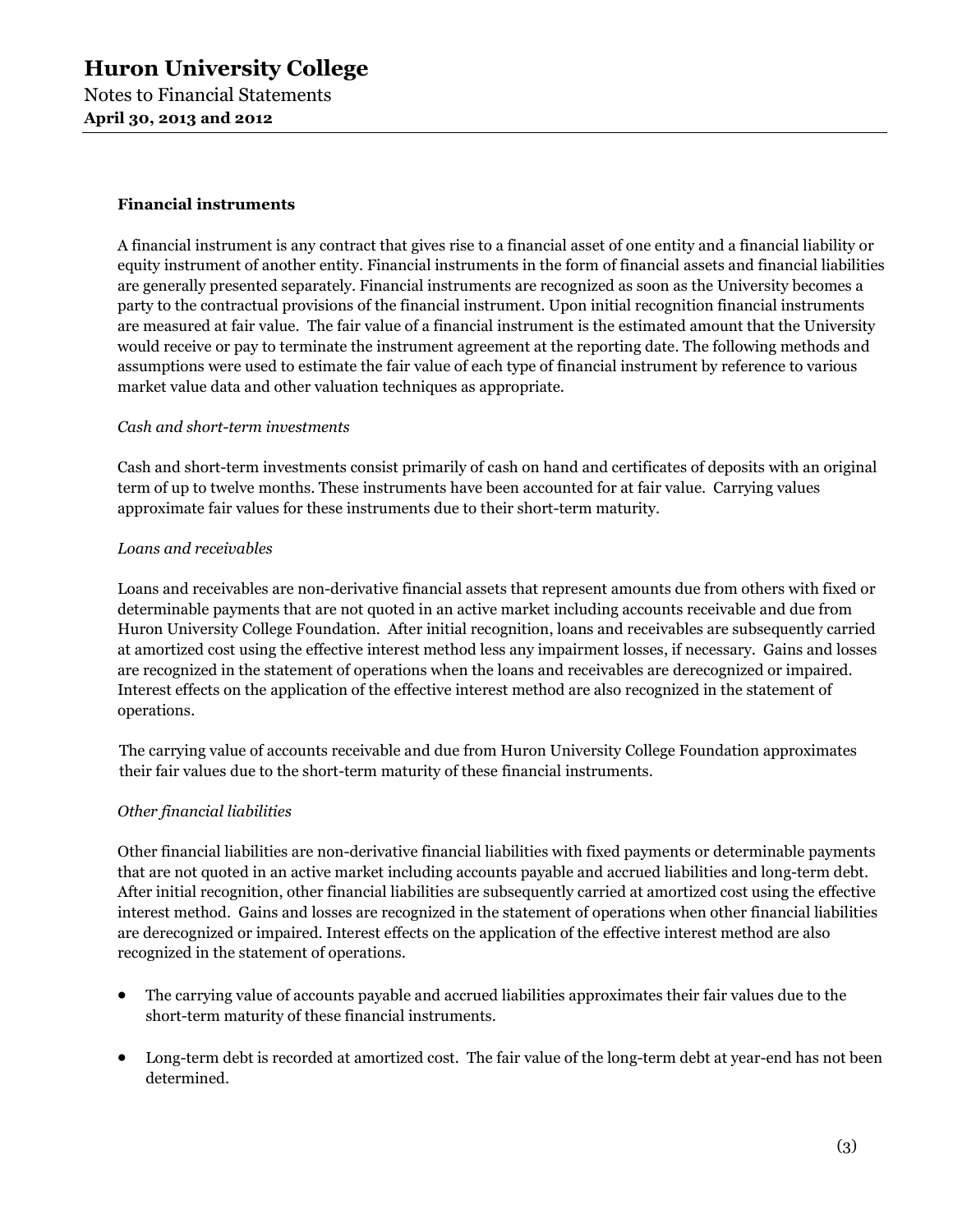### Financial instruments

A financial instrument is any contract that gives rise to a financial asset of one entity and a financial liability or equity instrument of another entity. Financial instruments in the form of financial assets and financial liabilities are generally presented separately. Financial instruments are recognized as soon as the University becomes a party to the contractual provisions of the financial instrument. Upon initial recognition financial instruments are measured at fair value. The fair value of a financial instrument is the estimated amount that the University would receive or pay to terminate the instrument agreement at the reporting date. The following methods and assumptions were used to estimate the fair value of each type of financial instrument by reference to various market value data and other valuation techniques as appropriate.

*Cash and short-term investments*

Cash and short-term investments consist primarily of cash on hand and certificates of deposits with an original term of up to twelve months. These instruments have been accounted for at fair value. Carrying values approximate fair values for these instruments due to their short-term maturity.

*Loans and receivables*

Loans and receivables are non-derivative financial assets that represent amounts due from others with fixed or determinable payments that are not quoted in an active market including accounts receivable and due from Huron University College Foundation. After initial recognition, loans and receivables are subsequently carried at amortized cost using the effective interest method less any impairment losses, if necessary. Gains and losses are recognized in the statement of operations when the loans and receivables are derecognized or impaired. Interest effects on the application of the effective interest method are also recognized in the statement of operations.

The carrying value of accounts receivable and due from Huron University College Foundation approximates their fair values due to the short-term maturity of these financial instruments.

*Other financial liabilities*

Other financial liabilities are non-derivative financial liabilities with fixed payments or determinable payments that are not quoted in an active market including accounts payable and accrued liabilities and long-term debt. After initial recognition, other financial liabilities are subsequently carried at amortized cost using the effective interest method. Gains and losses are recognized in the statement of operations when other financial liabilities are derecognized or impaired. Interest effects on the application of the effective interest method are also recognized in the statement of operations.

- The carrying value of accounts payable and accrued liabilities approximates their fair values due to the short-term maturity of these financial instruments.
- Long-term debt is recorded at amortized cost. The fair value of the long-term debt at year-end has not been determined.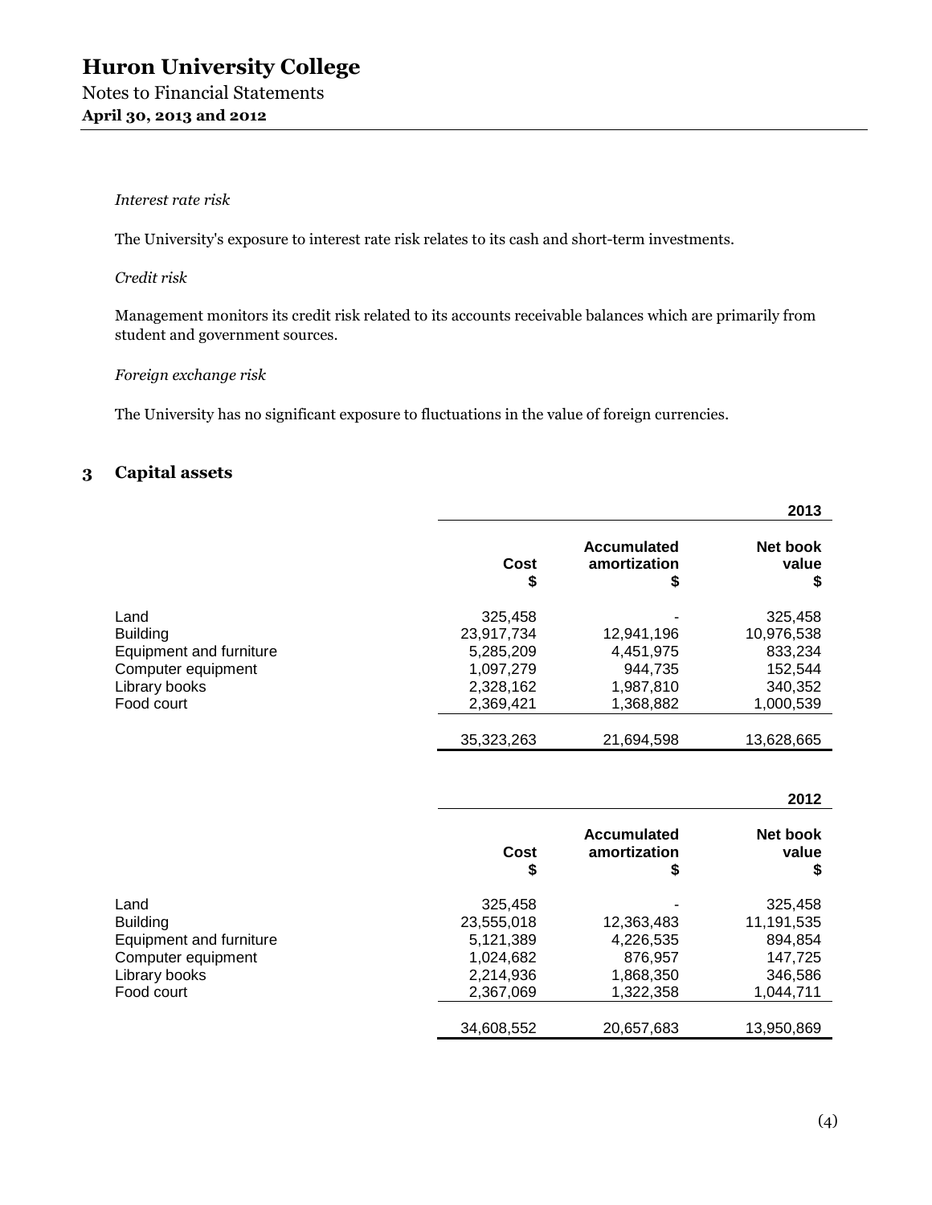*Interest rate risk*

The University's exposure to interest rate risk relates to its cash and short-term investments.

*Credit risk*

Management monitors its credit risk related to its accounts receivable balances which are primarily from student and government sources.

*Foreign exchange risk*

The University has no significant exposure to fluctuations in the value of foreign currencies.

## 3 Capital assets

| | | | 2013 |
|---|---|---|---|
| | Cost<br>$ | Accumulated amortization<br>$ | Net book value<br>$ |
| Land | 325,458 | - | 325,458 |
| Building | 23,917,734 | 12,941,196 | 10,976,538 |
| Equipment and furniture | 5,285,209 | 4,451,975 | 833,234 |
| Computer equipment | 1,097,279 | 944,735 | 152,544 |
| Library books | 2,328,162 | 1,987,810 | 340,352 |
| Food court | 2,369,421 | 1,368,882 | 1,000,539 |
| | 35,323,263 | 21,694,598 | 13,628,665 |

| | | | 2012 |
|---|---|---|---|
| | Cost<br>$ | Accumulated amortization<br>$ | Net book value<br>$ |
| Land | 325,458 | - | 325,458 |
| Building | 23,555,018 | 12,363,483 | 11,191,535 |
| Equipment and furniture | 5,121,389 | 4,226,535 | 894,854 |
| Computer equipment | 1,024,682 | 876,957 | 147,725 |
| Library books | 2,214,936 | 1,868,350 | 346,586 |
| Food court | 2,367,069 | 1,322,358 | 1,044,711 |
| | 34,608,552 | 20,657,683 | 13,950,869 |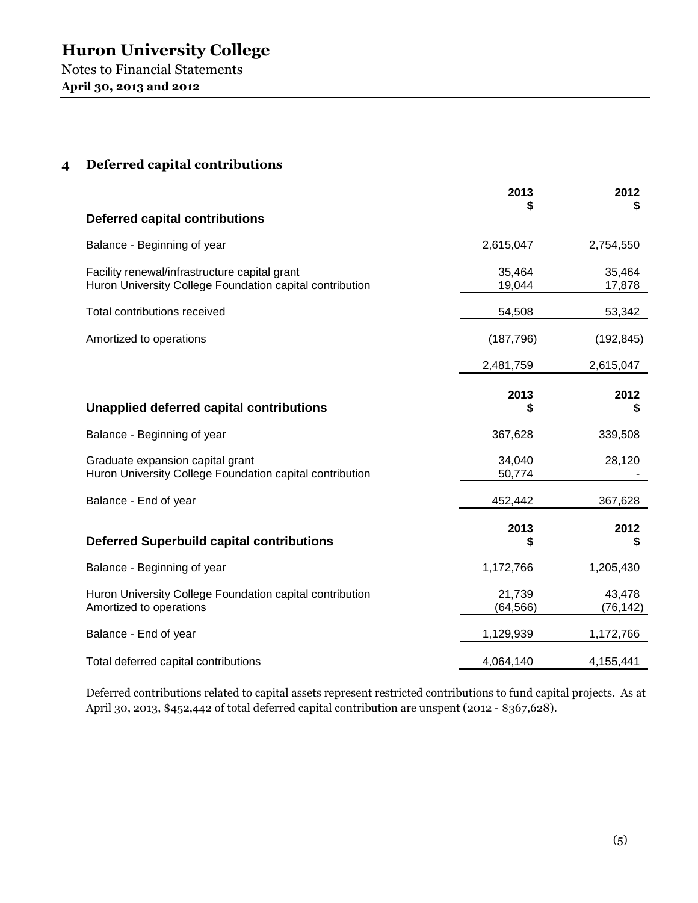## 4 Deferred capital contributions

| Deferred capital contributions | 2013 $ | 2012 $ |
|---|---|---|
| Balance - Beginning of year | 2,615,047 | 2,754,550 |
| Facility renewal/infrastructure capital grant | 35,464 | 35,464 |
| Huron University College Foundation capital contribution | 19,044 | 17,878 |
| Total contributions received | 54,508 | 53,342 |
| Amortized to operations | (187,796) | (192,845) |
| | 2,481,759 | 2,615,047 |

| Unapplied deferred capital contributions | 2013 $ | 2012 $ |
|---|---|---|
| Balance - Beginning of year | 367,628 | 339,508 |
| Graduate expansion capital grant | 34,040 | 28,120 |
| Huron University College Foundation capital contribution | 50,774 | - |
| Balance - End of year | 452,442 | 367,628 |

| Deferred Superbuild capital contributions | 2013 $ | 2012 $ |
|---|---|---|
| Balance - Beginning of year | 1,172,766 | 1,205,430 |
| Huron University College Foundation capital contribution | 21,739 | 43,478 |
| Amortized to operations | (64,566) | (76,142) |
| Balance - End of year | 1,129,939 | 1,172,766 |
| Total deferred capital contributions | 4,064,140 | 4,155,441 |

Deferred contributions related to capital assets represent restricted contributions to fund capital projects. As at April 30, 2013, $452,442 of total deferred capital contribution are unspent (2012 - $367,628).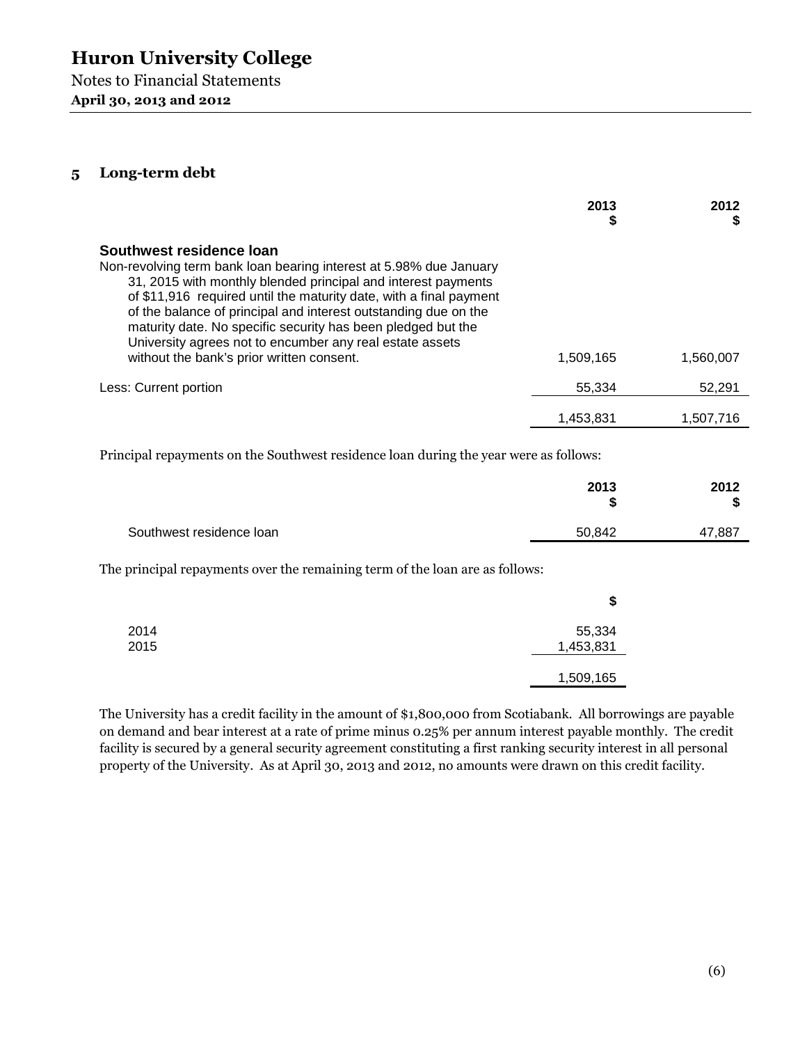## 5 Long-term debt

| | 2013 $ | 2012 $ |
|---|---|---|
| **Southwest residence loan** | | |
| Non-revolving term bank loan bearing interest at 5.98% due January 31, 2015 with monthly blended principal and interest payments of $11,916 required until the maturity date, with a final payment of the balance of principal and interest outstanding due on the maturity date. No specific security has been pledged but the University agrees not to encumber any real estate assets without the bank's prior written consent. | 1,509,165 | 1,560,007 |
| Less: Current portion | 55,334 | 52,291 |
| | 1,453,831 | 1,507,716 |

Principal repayments on the Southwest residence loan during the year were as follows:

| | 2013 $ | 2012 $ |
|---|---|---|
| Southwest residence loan | 50,842 | 47,887 |

The principal repayments over the remaining term of the loan are as follows:

| | $ |
|---|---|
| 2014 | 55,334 |
| 2015 | 1,453,831 |
| | 1,509,165 |

The University has a credit facility in the amount of $1,800,000 from Scotiabank. All borrowings are payable on demand and bear interest at a rate of prime minus 0.25% per annum interest payable monthly. The credit facility is secured by a general security agreement constituting a first ranking security interest in all personal property of the University. As at April 30, 2013 and 2012, no amounts were drawn on this credit facility.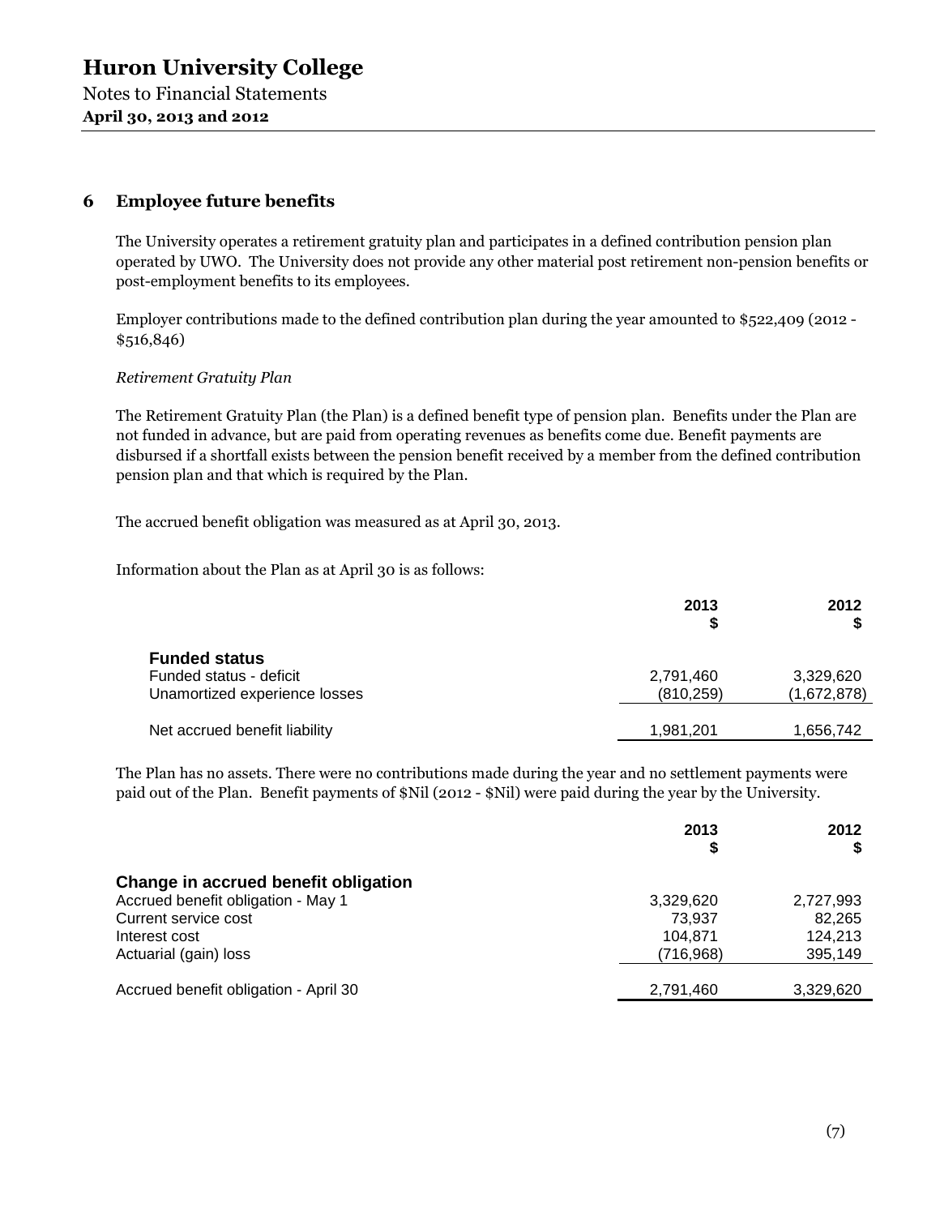## 6 Employee future benefits

The University operates a retirement gratuity plan and participates in a defined contribution pension plan operated by UWO. The University does not provide any other material post retirement non-pension benefits or post-employment benefits to its employees.

Employer contributions made to the defined contribution plan during the year amounted to $522,409 (2012 - $516,846)

*Retirement Gratuity Plan*

The Retirement Gratuity Plan (the Plan) is a defined benefit type of pension plan. Benefits under the Plan are not funded in advance, but are paid from operating revenues as benefits come due. Benefit payments are disbursed if a shortfall exists between the pension benefit received by a member from the defined contribution pension plan and that which is required by the Plan.

The accrued benefit obligation was measured as at April 30, 2013.

Information about the Plan as at April 30 is as follows:

| | 2013<br>$ | 2012<br>$ |
|---|---|---|
| **Funded status** | | |
| Funded status - deficit | 2,791,460 | 3,329,620 |
| Unamortized experience losses | (810,259) | (1,672,878) |
| Net accrued benefit liability | 1,981,201 | 1,656,742 |

The Plan has no assets. There were no contributions made during the year and no settlement payments were paid out of the Plan. Benefit payments of $Nil (2012 - $Nil) were paid during the year by the University.

| | 2013<br>$ | 2012<br>$ |
|---|---|---|
| **Change in accrued benefit obligation** | | |
| Accrued benefit obligation - May 1 | 3,329,620 | 2,727,993 |
| Current service cost | 73,937 | 82,265 |
| Interest cost | 104,871 | 124,213 |
| Actuarial (gain) loss | (716,968) | 395,149 |
| Accrued benefit obligation - April 30 | 2,791,460 | 3,329,620 |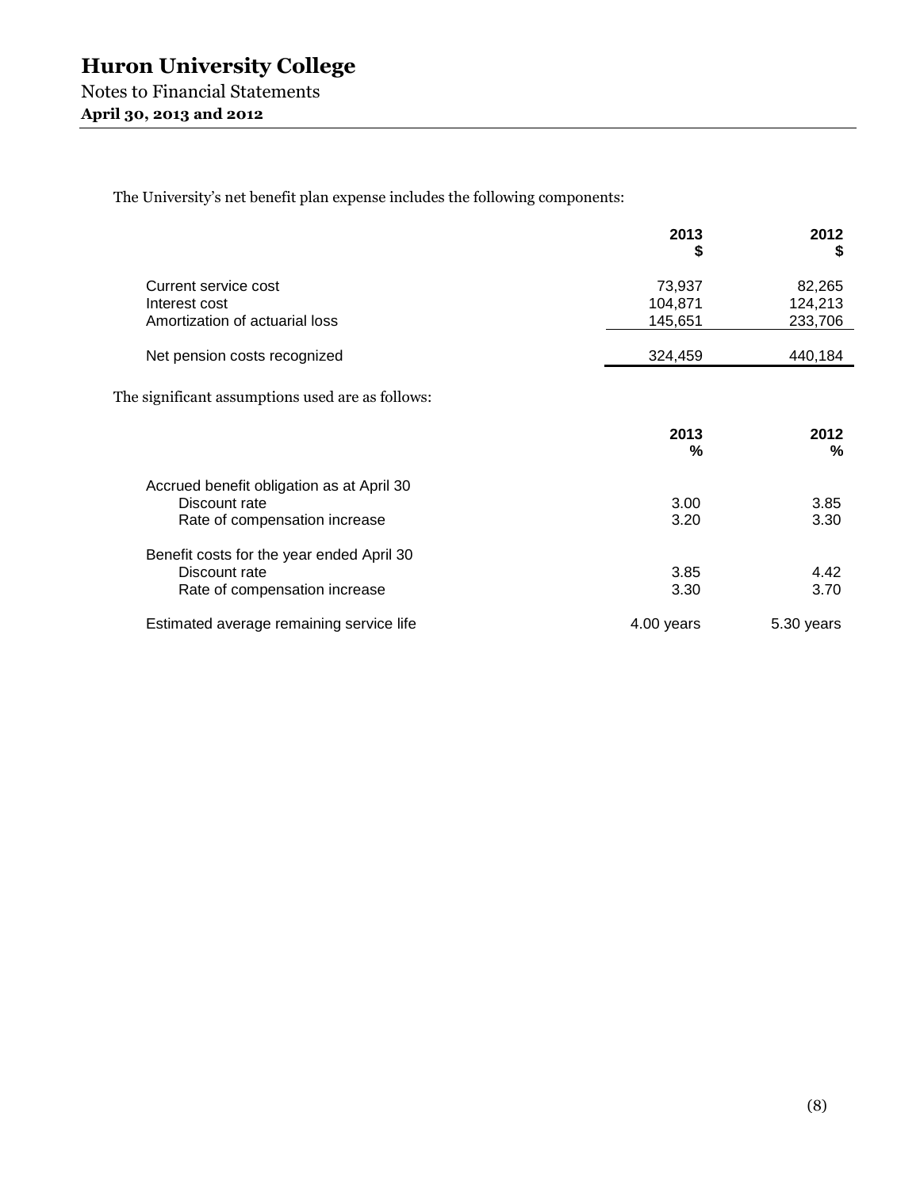The University's net benefit plan expense includes the following components:

| | 2013<br>$ | 2012<br>$ |
|---|---|---|
| Current service cost | 73,937 | 82,265 |
| Interest cost | 104,871 | 124,213 |
| Amortization of actuarial loss | 145,651 | 233,706 |
| Net pension costs recognized | 324,459 | 440,184 |

The significant assumptions used are as follows:

| | 2013<br>% | 2012<br>% |
|---|---|---|
| Accrued benefit obligation as at April 30 | | |
| Discount rate | 3.00 | 3.85 |
| Rate of compensation increase | 3.20 | 3.30 |
| Benefit costs for the year ended April 30 | | |
| Discount rate | 3.85 | 4.42 |
| Rate of compensation increase | 3.30 | 3.70 |
| Estimated average remaining service life | 4.00 years | 5.30 years |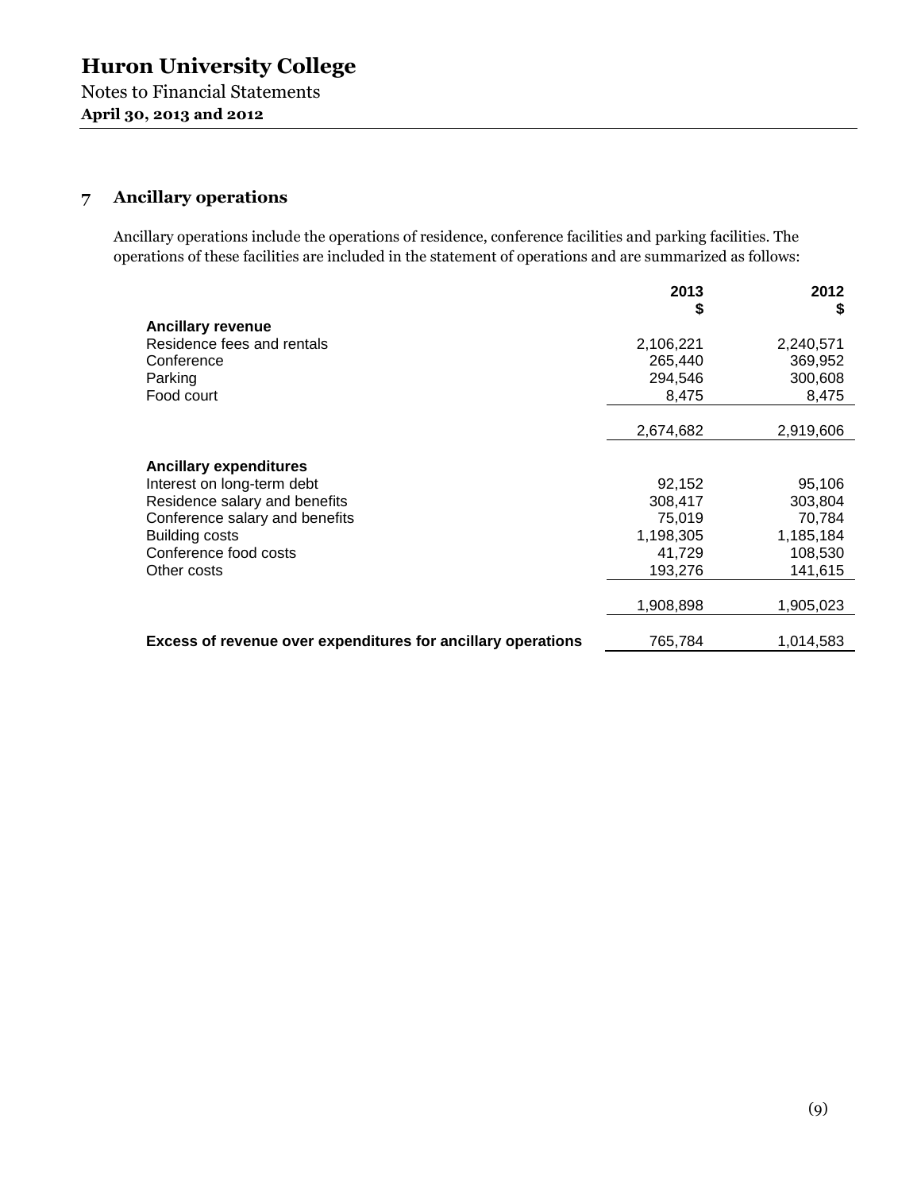## 7 Ancillary operations

Ancillary operations include the operations of residence, conference facilities and parking facilities. The operations of these facilities are included in the statement of operations and are summarized as follows:

| | 2013<br>$ | 2012<br>$ |
|---|---|---|
| **Ancillary revenue** | | |
| Residence fees and rentals | 2,106,221 | 2,240,571 |
| Conference | 265,440 | 369,952 |
| Parking | 294,546 | 300,608 |
| Food court | 8,475 | 8,475 |
| | 2,674,682 | 2,919,606 |
| **Ancillary expenditures** | | |
| Interest on long-term debt | 92,152 | 95,106 |
| Residence salary and benefits | 308,417 | 303,804 |
| Conference salary and benefits | 75,019 | 70,784 |
| Building costs | 1,198,305 | 1,185,184 |
| Conference food costs | 41,729 | 108,530 |
| Other costs | 193,276 | 141,615 |
| | 1,908,898 | 1,905,023 |
| **Excess of revenue over expenditures for ancillary operations** | 765,784 | 1,014,583 |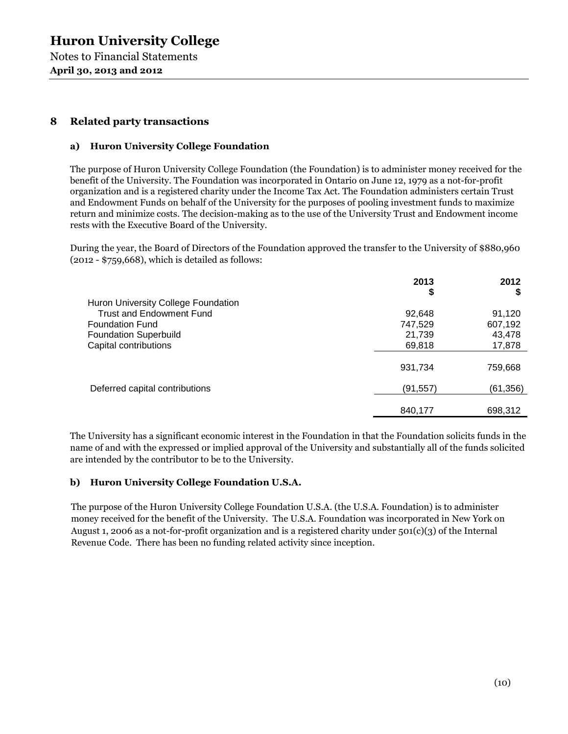# Huron University College

Notes to Financial Statements
**April 30, 2013 and 2012**

## 8 Related party transactions

### a) Huron University College Foundation

The purpose of Huron University College Foundation (the Foundation) is to administer money received for the benefit of the University. The Foundation was incorporated in Ontario on June 12, 1979 as a not-for-profit organization and is a registered charity under the Income Tax Act. The Foundation administers certain Trust and Endowment Funds on behalf of the University for the purposes of pooling investment funds to maximize return and minimize costs. The decision-making as to the use of the University Trust and Endowment income rests with the Executive Board of the University.

During the year, the Board of Directors of the Foundation approved the transfer to the University of $880,960 (2012 - $759,668), which is detailed as follows:

| | 2013 $ | 2012 $ |
|---|---|---|
| Huron University College Foundation | | |
| Trust and Endowment Fund | 92,648 | 91,120 |
| Foundation Fund | 747,529 | 607,192 |
| Foundation Superbuild | 21,739 | 43,478 |
| Capital contributions | 69,818 | 17,878 |
| | 931,734 | 759,668 |
| Deferred capital contributions | (91,557) | (61,356) |
| | 840,177 | 698,312 |

The University has a significant economic interest in the Foundation in that the Foundation solicits funds in the name of and with the expressed or implied approval of the University and substantially all of the funds solicited are intended by the contributor to be to the University.

### b) Huron University College Foundation U.S.A.

The purpose of the Huron University College Foundation U.S.A. (the U.S.A. Foundation) is to administer money received for the benefit of the University. The U.S.A. Foundation was incorporated in New York on August 1, 2006 as a not-for-profit organization and is a registered charity under 501(c)(3) of the Internal Revenue Code. There has been no funding related activity since inception.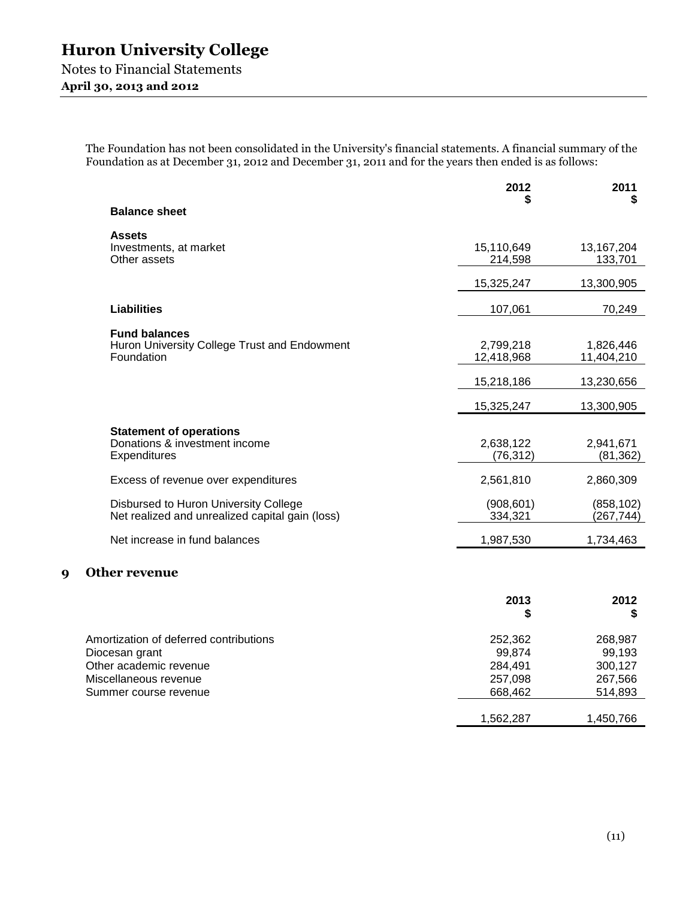The Foundation has not been consolidated in the University's financial statements. A financial summary of the Foundation as at December 31, 2012 and December 31, 2011 and for the years then ended is as follows:

| | 2012<br>$ | 2011<br>$ |
|---|---|---|
| **Balance sheet** | | |
| **Assets** | | |
| Investments, at market | 15,110,649 | 13,167,204 |
| Other assets | 214,598 | 133,701 |
| | 15,325,247 | 13,300,905 |
| **Liabilities** | 107,061 | 70,249 |
| **Fund balances** | | |
| Huron University College Trust and Endowment | 2,799,218 | 1,826,446 |
| Foundation | 12,418,968 | 11,404,210 |
| | 15,218,186 | 13,230,656 |
| | 15,325,247 | 13,300,905 |
| **Statement of operations** | | |
| Donations & investment income | 2,638,122 | 2,941,671 |
| Expenditures | (76,312) | (81,362) |
| Excess of revenue over expenditures | 2,561,810 | 2,860,309 |
| Disbursed to Huron University College | (908,601) | (858,102) |
| Net realized and unrealized capital gain (loss) | 334,321 | (267,744) |
| Net increase in fund balances | 1,987,530 | 1,734,463 |

## 9 Other revenue

| | 2013<br>$ | 2012<br>$ |
|---|---|---|
| Amortization of deferred contributions | 252,362 | 268,987 |
| Diocesan grant | 99,874 | 99,193 |
| Other academic revenue | 284,491 | 300,127 |
| Miscellaneous revenue | 257,098 | 267,566 |
| Summer course revenue | 668,462 | 514,893 |
| | 1,562,287 | 1,450,766 |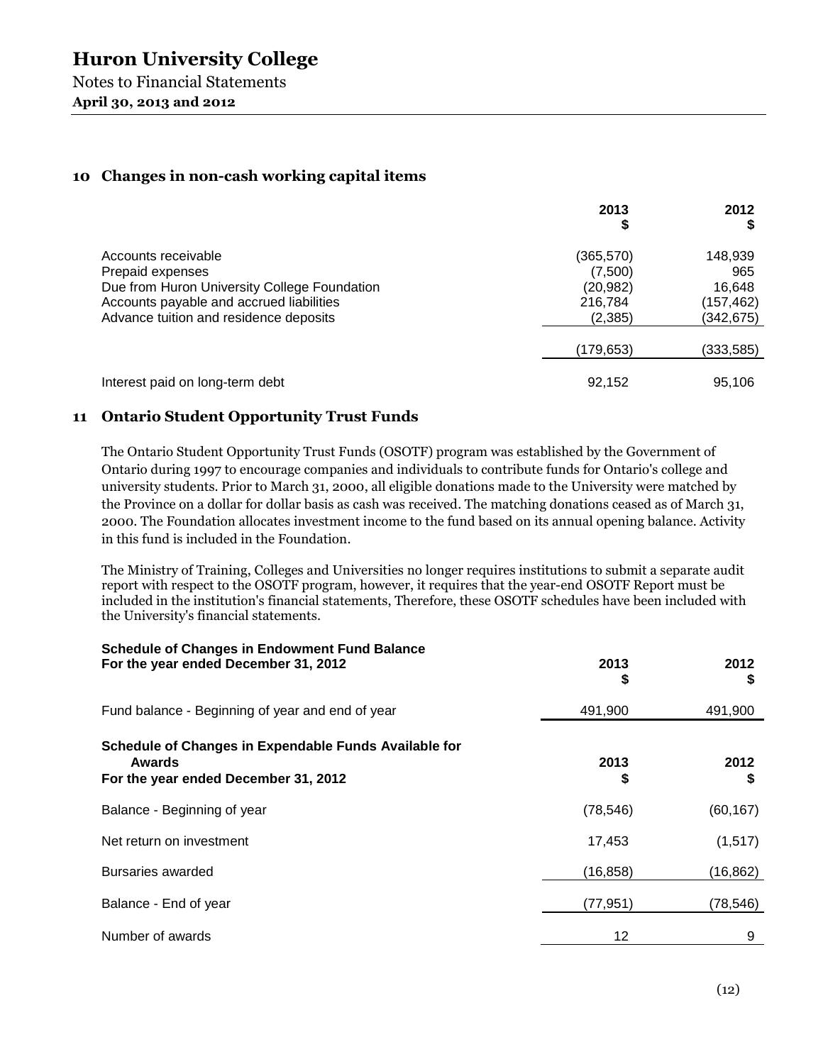# Huron University College

Notes to Financial Statements
**April 30, 2013 and 2012**

## 10 Changes in non-cash working capital items

| | 2013 $ | 2012 $ |
|---|---|---|
| Accounts receivable | (365,570) | 148,939 |
| Prepaid expenses | (7,500) | 965 |
| Due from Huron University College Foundation | (20,982) | 16,648 |
| Accounts payable and accrued liabilities | 216,784 | (157,462) |
| Advance tuition and residence deposits | (2,385) | (342,675) |
| | (179,653) | (333,585) |
| Interest paid on long-term debt | 92,152 | 95,106 |

## 11 Ontario Student Opportunity Trust Funds

The Ontario Student Opportunity Trust Funds (OSOTF) program was established by the Government of Ontario during 1997 to encourage companies and individuals to contribute funds for Ontario's college and university students. Prior to March 31, 2000, all eligible donations made to the University were matched by the Province on a dollar for dollar basis as cash was received. The matching donations ceased as of March 31, 2000. The Foundation allocates investment income to the fund based on its annual opening balance. Activity in this fund is included in the Foundation.

The Ministry of Training, Colleges and Universities no longer requires institutions to submit a separate audit report with respect to the OSOTF program, however, it requires that the year-end OSOTF Report must be included in the institution's financial statements, Therefore, these OSOTF schedules have been included with the University's financial statements.

**Schedule of Changes in Endowment Fund Balance**
**For the year ended December 31, 2012**

| | 2013 $ | 2012 $ |
|---|---|---|
| Fund balance - Beginning of year and end of year | 491,900 | 491,900 |

**Schedule of Changes in Expendable Funds Available for Awards**
**For the year ended December 31, 2012**

| | 2013 $ | 2012 $ |
|---|---|---|
| Balance - Beginning of year | (78,546) | (60,167) |
| Net return on investment | 17,453 | (1,517) |
| Bursaries awarded | (16,858) | (16,862) |
| Balance - End of year | (77,951) | (78,546) |
| Number of awards | 12 | 9 |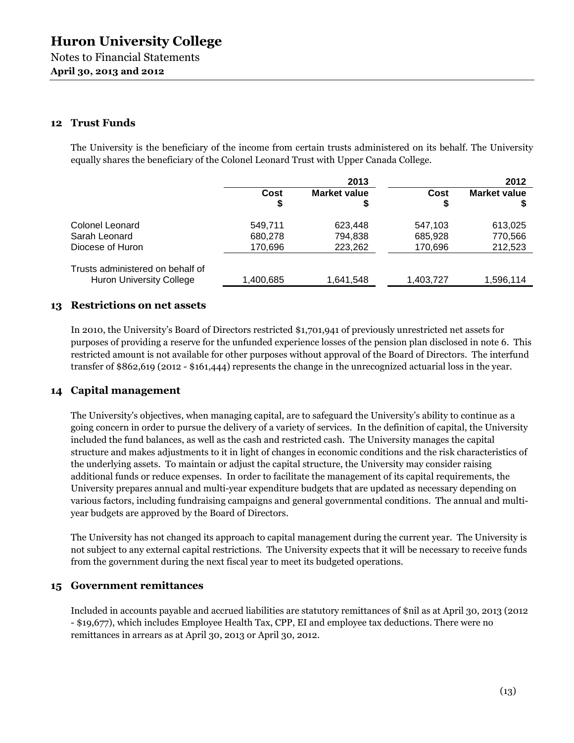## 12 Trust Funds

The University is the beneficiary of the income from certain trusts administered on its behalf. The University equally shares the beneficiary of the Colonel Leonard Trust with Upper Canada College.

| | 2013 | | 2012 | |
|---|---|---|---|---|
| | Cost $ | Market value $ | Cost $ | Market value $ |
| Colonel Leonard | 549,711 | 623,448 | 547,103 | 613,025 |
| Sarah Leonard | 680,278 | 794,838 | 685,928 | 770,566 |
| Diocese of Huron | 170,696 | 223,262 | 170,696 | 212,523 |
| Trusts administered on behalf of Huron University College | 1,400,685 | 1,641,548 | 1,403,727 | 1,596,114 |

## 13 Restrictions on net assets

In 2010, the University's Board of Directors restricted $1,701,941 of previously unrestricted net assets for purposes of providing a reserve for the unfunded experience losses of the pension plan disclosed in note 6. This restricted amount is not available for other purposes without approval of the Board of Directors. The interfund transfer of $862,619 (2012 - $161,444) represents the change in the unrecognized actuarial loss in the year.

## 14 Capital management

The University's objectives, when managing capital, are to safeguard the University's ability to continue as a going concern in order to pursue the delivery of a variety of services. In the definition of capital, the University included the fund balances, as well as the cash and restricted cash. The University manages the capital structure and makes adjustments to it in light of changes in economic conditions and the risk characteristics of the underlying assets. To maintain or adjust the capital structure, the University may consider raising additional funds or reduce expenses. In order to facilitate the management of its capital requirements, the University prepares annual and multi-year expenditure budgets that are updated as necessary depending on various factors, including fundraising campaigns and general governmental conditions. The annual and multi-year budgets are approved by the Board of Directors.

The University has not changed its approach to capital management during the current year. The University is not subject to any external capital restrictions. The University expects that it will be necessary to receive funds from the government during the next fiscal year to meet its budgeted operations.

## 15 Government remittances

Included in accounts payable and accrued liabilities are statutory remittances of $nil as at April 30, 2013 (2012 - $19,677), which includes Employee Health Tax, CPP, EI and employee tax deductions. There were no remittances in arrears as at April 30, 2013 or April 30, 2012.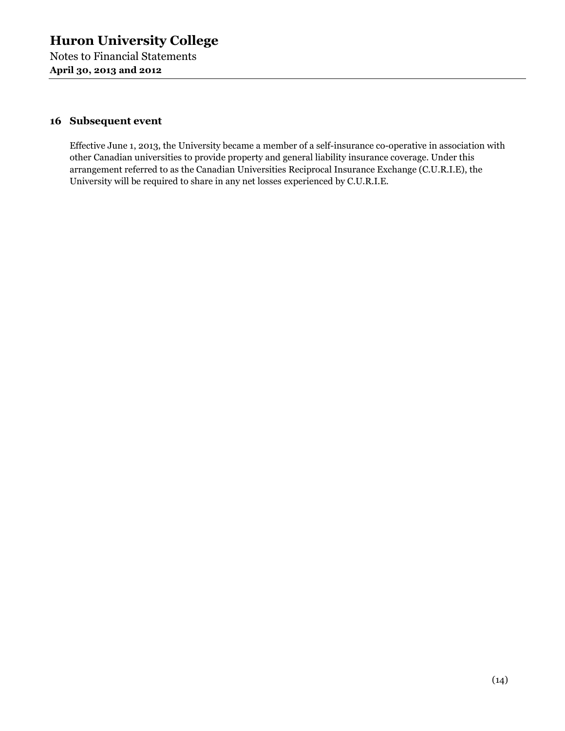## 16 Subsequent event

Effective June 1, 2013, the University became a member of a self-insurance co-operative in association with other Canadian universities to provide property and general liability insurance coverage. Under this arrangement referred to as the Canadian Universities Reciprocal Insurance Exchange (C.U.R.I.E), the University will be required to share in any net losses experienced by C.U.R.I.E.